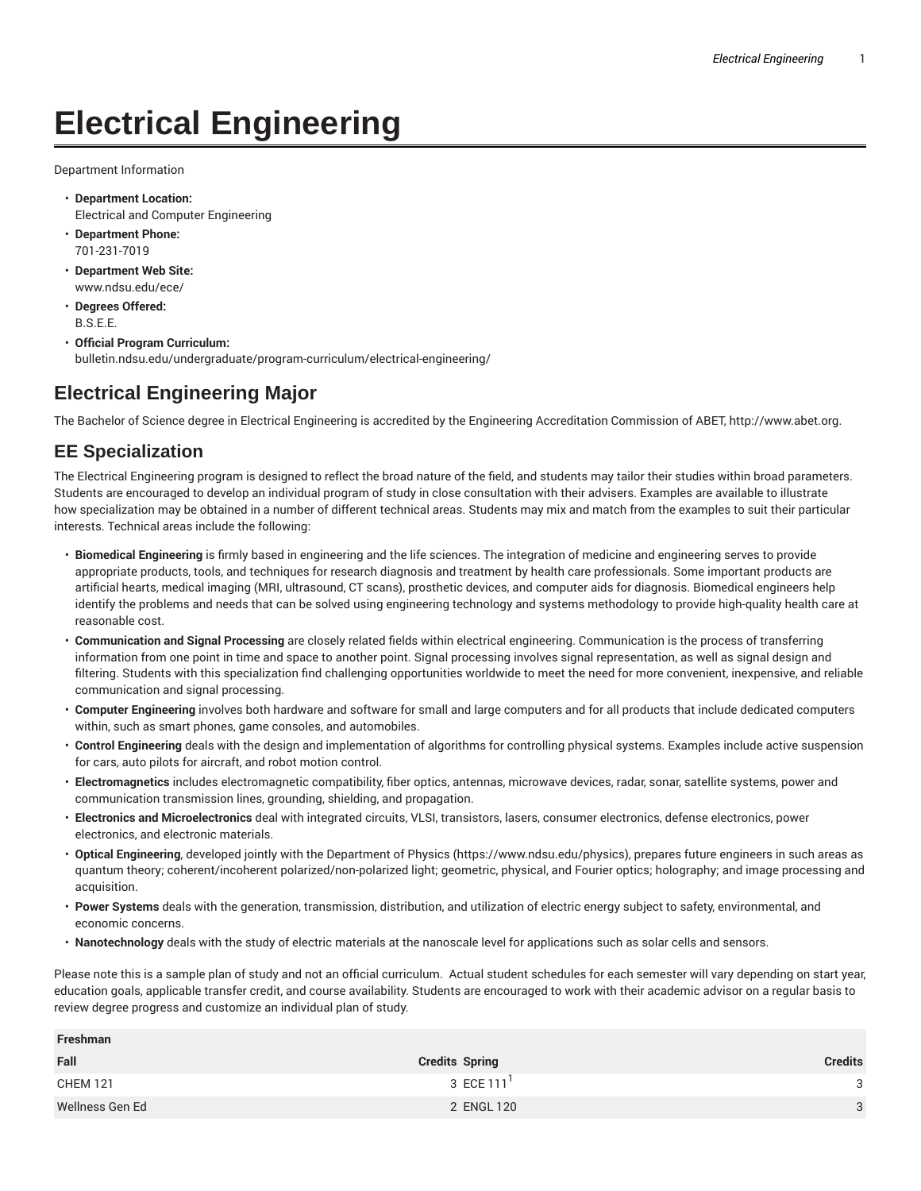# Electrical Engineering

Department Information

- **Department Location:**
  Electrical and Computer Engineering
- **Department Phone:**
  701-231-7019
- **Department Web Site:**
  www.ndsu.edu/ece/
- **Degrees Offered:**
  B.S.E.E.
- **Official Program Curriculum:**
  bulletin.ndsu.edu/undergraduate/program-curriculum/electrical-engineering/

## Electrical Engineering Major

The Bachelor of Science degree in Electrical Engineering is accredited by the Engineering Accreditation Commission of ABET, http://www.abet.org.

## EE Specialization

The Electrical Engineering program is designed to reflect the broad nature of the field, and students may tailor their studies within broad parameters. Students are encouraged to develop an individual program of study in close consultation with their advisers. Examples are available to illustrate how specialization may be obtained in a number of different technical areas. Students may mix and match from the examples to suit their particular interests. Technical areas include the following:

- **Biomedical Engineering** is firmly based in engineering and the life sciences. The integration of medicine and engineering serves to provide appropriate products, tools, and techniques for research diagnosis and treatment by health care professionals. Some important products are artificial hearts, medical imaging (MRI, ultrasound, CT scans), prosthetic devices, and computer aids for diagnosis. Biomedical engineers help identify the problems and needs that can be solved using engineering technology and systems methodology to provide high-quality health care at reasonable cost.
- **Communication and Signal Processing** are closely related fields within electrical engineering. Communication is the process of transferring information from one point in time and space to another point. Signal processing involves signal representation, as well as signal design and filtering. Students with this specialization find challenging opportunities worldwide to meet the need for more convenient, inexpensive, and reliable communication and signal processing.
- **Computer Engineering** involves both hardware and software for small and large computers and for all products that include dedicated computers within, such as smart phones, game consoles, and automobiles.
- **Control Engineering** deals with the design and implementation of algorithms for controlling physical systems. Examples include active suspension for cars, auto pilots for aircraft, and robot motion control.
- **Electromagnetics** includes electromagnetic compatibility, fiber optics, antennas, microwave devices, radar, sonar, satellite systems, power and communication transmission lines, grounding, shielding, and propagation.
- **Electronics and Microelectronics** deal with integrated circuits, VLSI, transistors, lasers, consumer electronics, defense electronics, power electronics, and electronic materials.
- **Optical Engineering**, developed jointly with the Department of Physics (https://www.ndsu.edu/physics), prepares future engineers in such areas as quantum theory; coherent/incoherent polarized/non-polarized light; geometric, physical, and Fourier optics; holography; and image processing and acquisition.
- **Power Systems** deals with the generation, transmission, distribution, and utilization of electric energy subject to safety, environmental, and economic concerns.
- **Nanotechnology** deals with the study of electric materials at the nanoscale level for applications such as solar cells and sensors.

Please note this is a sample plan of study and not an official curriculum. Actual student schedules for each semester will vary depending on start year, education goals, applicable transfer credit, and course availability. Students are encouraged to work with their academic advisor on a regular basis to review degree progress and customize an individual plan of study.

| Freshman | | | |
|---|---|---|---|
| Fall | Credits | Spring | Credits |
| CHEM 121 | 3 | ECE 111[1] | 3 |
| Wellness Gen Ed | 2 | ENGL 120 | 3 |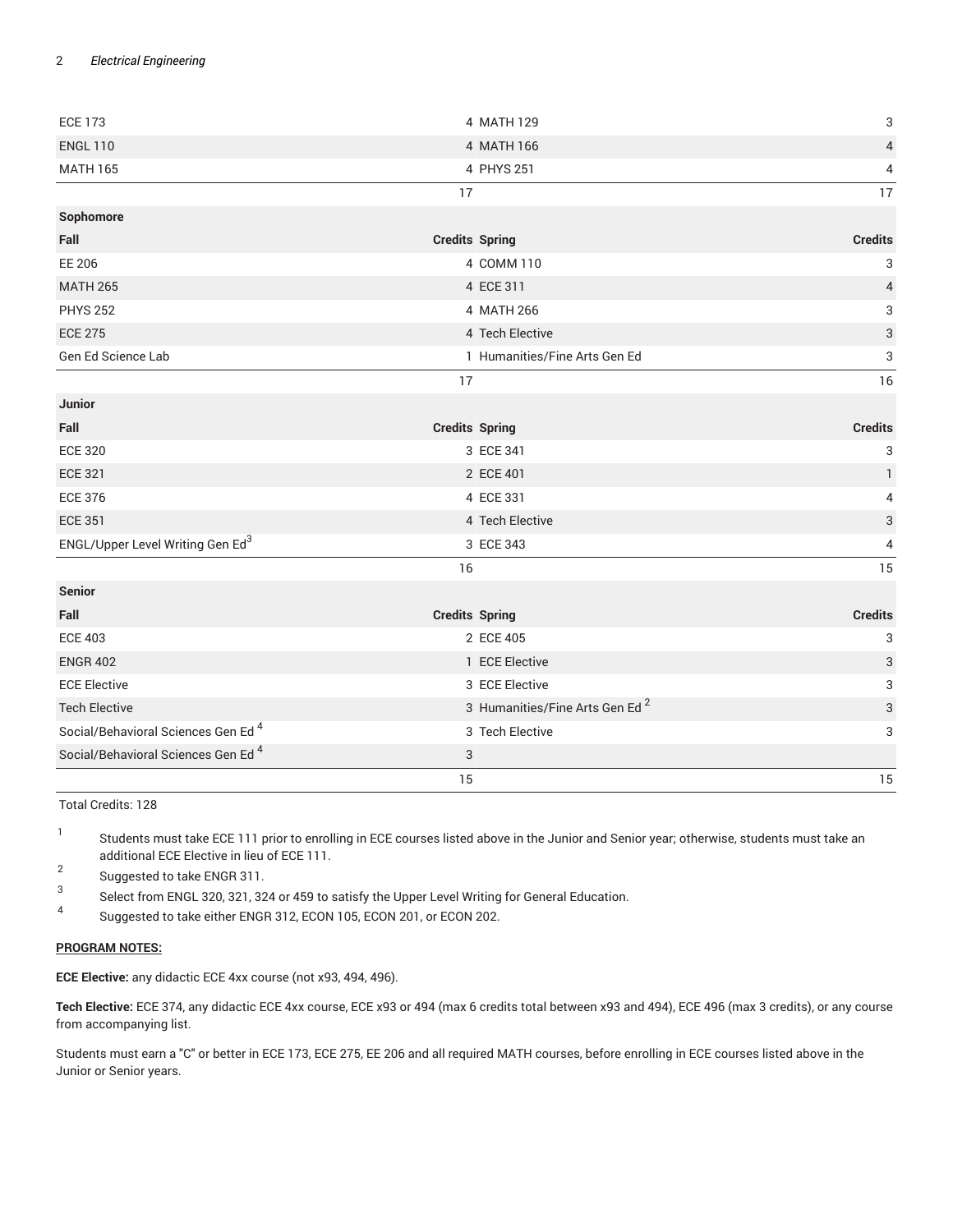| | | | |
|---|---|---|---|
| ECE 173 | 4 | MATH 129 | 3 |
| ENGL 110 | 4 | MATH 166 | 4 |
| MATH 165 | 4 | PHYS 251 | 4 |
| | 17 | | 17 |
| **Sophomore** | | | |
| **Fall** | **Credits** | **Spring** | **Credits** |
| EE 206 | 4 | COMM 110 | 3 |
| MATH 265 | 4 | ECE 311 | 4 |
| PHYS 252 | 4 | MATH 266 | 3 |
| ECE 275 | 4 | Tech Elective | 3 |
| Gen Ed Science Lab | 1 | Humanities/Fine Arts Gen Ed | 3 |
| | 17 | | 16 |
| **Junior** | | | |
| **Fall** | **Credits** | **Spring** | **Credits** |
| ECE 320 | 3 | ECE 341 | 3 |
| ECE 321 | 2 | ECE 401 | 1 |
| ECE 376 | 4 | ECE 331 | 4 |
| ECE 351 | 4 | Tech Elective | 3 |
| ENGL/Upper Level Writing Gen Ed[3] | 3 | ECE 343 | 4 |
| | 16 | | 15 |
| **Senior** | | | |
| **Fall** | **Credits** | **Spring** | **Credits** |
| ECE 403 | 2 | ECE 405 | 3 |
| ENGR 402 | 1 | ECE Elective | 3 |
| ECE Elective | 3 | ECE Elective | 3 |
| Tech Elective | 3 | Humanities/Fine Arts Gen Ed [2] | 3 |
| Social/Behavioral Sciences Gen Ed [4] | 3 | Tech Elective | 3 |
| Social/Behavioral Sciences Gen Ed [4] | 3 | | |
| | 15 | | 15 |

Total Credits: 128

1. Students must take ECE 111 prior to enrolling in ECE courses listed above in the Junior and Senior year; otherwise, students must take an additional ECE Elective in lieu of ECE 111.
2. Suggested to take ENGR 311.
3. Select from ENGL 320, 321, 324 or 459 to satisfy the Upper Level Writing for General Education.
4. Suggested to take either ENGR 312, ECON 105, ECON 201, or ECON 202.

**PROGRAM NOTES:**

**ECE Elective:** any didactic ECE 4xx course (not x93, 494, 496).

**Tech Elective:** ECE 374, any didactic ECE 4xx course, ECE x93 or 494 (max 6 credits total between x93 and 494), ECE 496 (max 3 credits), or any course from accompanying list.

Students must earn a "C" or better in ECE 173, ECE 275, EE 206 and all required MATH courses, before enrolling in ECE courses listed above in the Junior or Senior years.